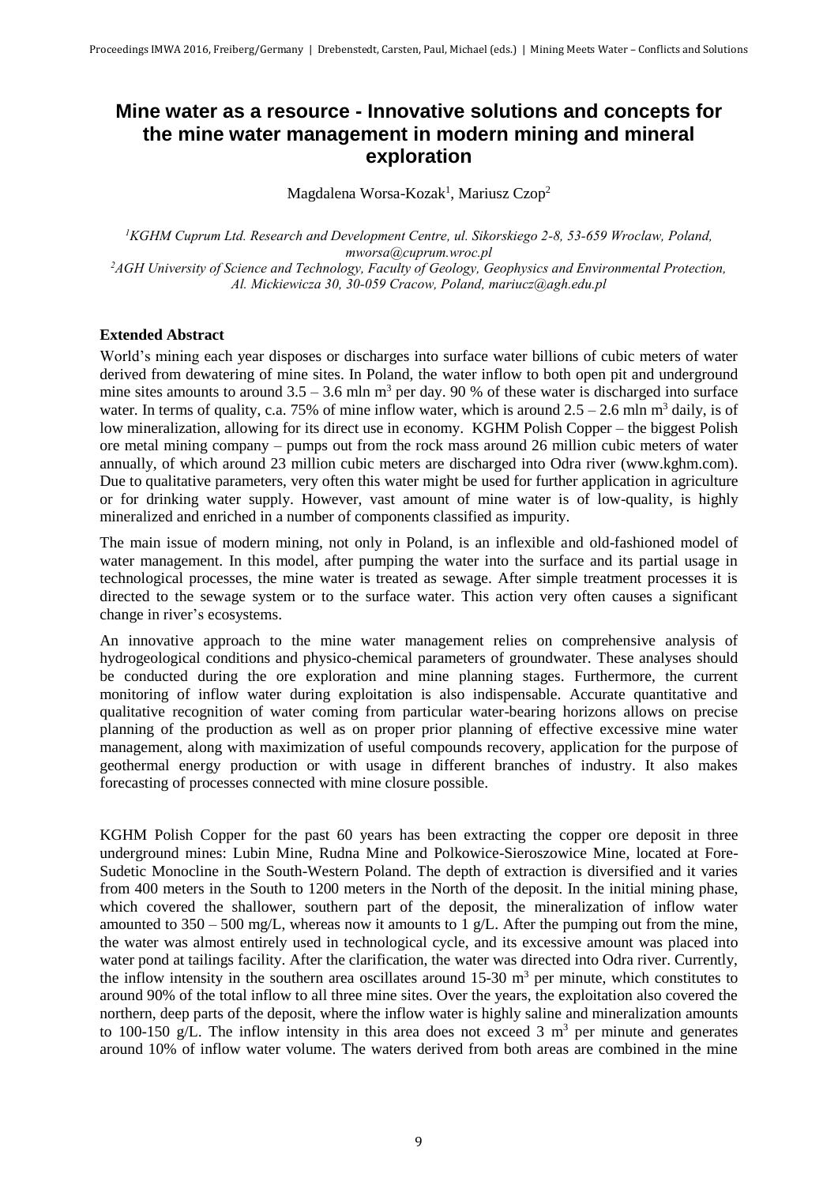# Mine water as a resource - Innovative solutions and concepts for the mine water management in modern mining and mineral exploration

Magdalena Worsa-Kozak[1], Mariusz Czop[2]

*[1]KGHM Cuprum Ltd. Research and Development Centre, ul. Sikorskiego 2-8, 53-659 Wroclaw, Poland, mworsa@cuprum.wroc.pl*
*[2]AGH University of Science and Technology, Faculty of Geology, Geophysics and Environmental Protection, Al. Mickiewicza 30, 30-059 Cracow, Poland, mariucz@agh.edu.pl*

**Extended Abstract**

World's mining each year disposes or discharges into surface water billions of cubic meters of water derived from dewatering of mine sites. In Poland, the water inflow to both open pit and underground mine sites amounts to around 3.5 – 3.6 mln $m^3$ per day. 90 % of these water is discharged into surface water. In terms of quality, c.a. 75% of mine inflow water, which is around 2.5 – 2.6 mln $m^3$ daily, is of low mineralization, allowing for its direct use in economy. KGHM Polish Copper – the biggest Polish ore metal mining company – pumps out from the rock mass around 26 million cubic meters of water annually, of which around 23 million cubic meters are discharged into Odra river (www.kghm.com). Due to qualitative parameters, very often this water might be used for further application in agriculture or for drinking water supply. However, vast amount of mine water is of low-quality, is highly mineralized and enriched in a number of components classified as impurity.

The main issue of modern mining, not only in Poland, is an inflexible and old-fashioned model of water management. In this model, after pumping the water into the surface and its partial usage in technological processes, the mine water is treated as sewage. After simple treatment processes it is directed to the sewage system or to the surface water. This action very often causes a significant change in river's ecosystems.

An innovative approach to the mine water management relies on comprehensive analysis of hydrogeological conditions and physico-chemical parameters of groundwater. These analyses should be conducted during the ore exploration and mine planning stages. Furthermore, the current monitoring of inflow water during exploitation is also indispensable. Accurate quantitative and qualitative recognition of water coming from particular water-bearing horizons allows on precise planning of the production as well as on proper prior planning of effective excessive mine water management, along with maximization of useful compounds recovery, application for the purpose of geothermal energy production or with usage in different branches of industry. It also makes forecasting of processes connected with mine closure possible.

KGHM Polish Copper for the past 60 years has been extracting the copper ore deposit in three underground mines: Lubin Mine, Rudna Mine and Polkowice-Sieroszowice Mine, located at Fore-Sudetic Monocline in the South-Western Poland. The depth of extraction is diversified and it varies from 400 meters in the South to 1200 meters in the North of the deposit. In the initial mining phase, which covered the shallower, southern part of the deposit, the mineralization of inflow water amounted to 350 – 500 mg/L, whereas now it amounts to 1 g/L. After the pumping out from the mine, the water was almost entirely used in technological cycle, and its excessive amount was placed into water pond at tailings facility. After the clarification, the water was directed into Odra river. Currently, the inflow intensity in the southern area oscillates around 15-30 $m^3$ per minute, which constitutes to around 90% of the total inflow to all three mine sites. Over the years, the exploitation also covered the northern, deep parts of the deposit, where the inflow water is highly saline and mineralization amounts to 100-150 g/L. The inflow intensity in this area does not exceed 3 $m^3$ per minute and generates around 10% of inflow water volume. The waters derived from both areas are combined in the mine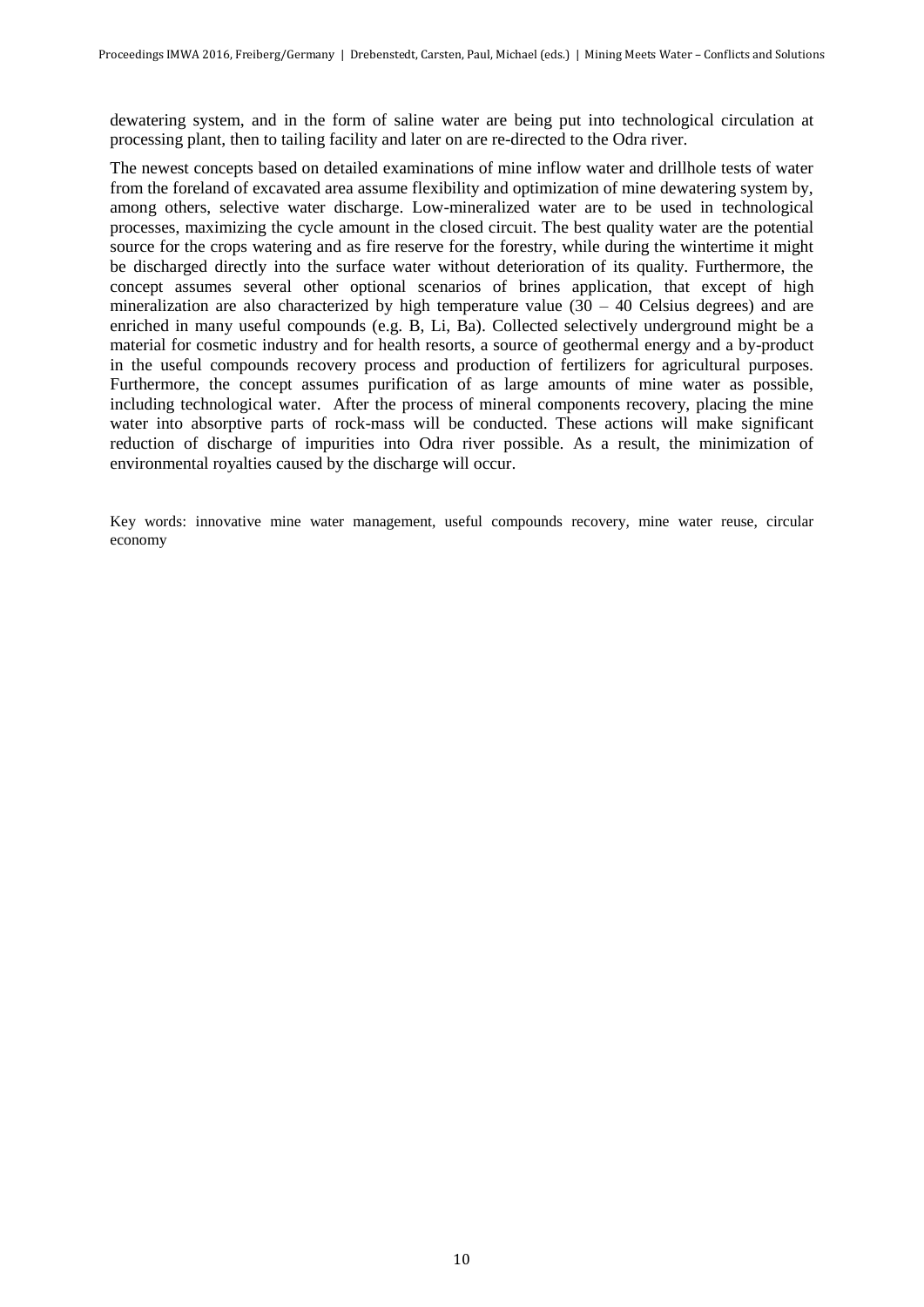dewatering system, and in the form of saline water are being put into technological circulation at processing plant, then to tailing facility and later on are re-directed to the Odra river.

The newest concepts based on detailed examinations of mine inflow water and drillhole tests of water from the foreland of excavated area assume flexibility and optimization of mine dewatering system by, among others, selective water discharge. Low-mineralized water are to be used in technological processes, maximizing the cycle amount in the closed circuit. The best quality water are the potential source for the crops watering and as fire reserve for the forestry, while during the wintertime it might be discharged directly into the surface water without deterioration of its quality. Furthermore, the concept assumes several other optional scenarios of brines application, that except of high mineralization are also characterized by high temperature value (30 – 40 Celsius degrees) and are enriched in many useful compounds (e.g. B, Li, Ba). Collected selectively underground might be a material for cosmetic industry and for health resorts, a source of geothermal energy and a by-product in the useful compounds recovery process and production of fertilizers for agricultural purposes. Furthermore, the concept assumes purification of as large amounts of mine water as possible, including technological water. After the process of mineral components recovery, placing the mine water into absorptive parts of rock-mass will be conducted. These actions will make significant reduction of discharge of impurities into Odra river possible. As a result, the minimization of environmental royalties caused by the discharge will occur.

Key words: innovative mine water management, useful compounds recovery, mine water reuse, circular economy